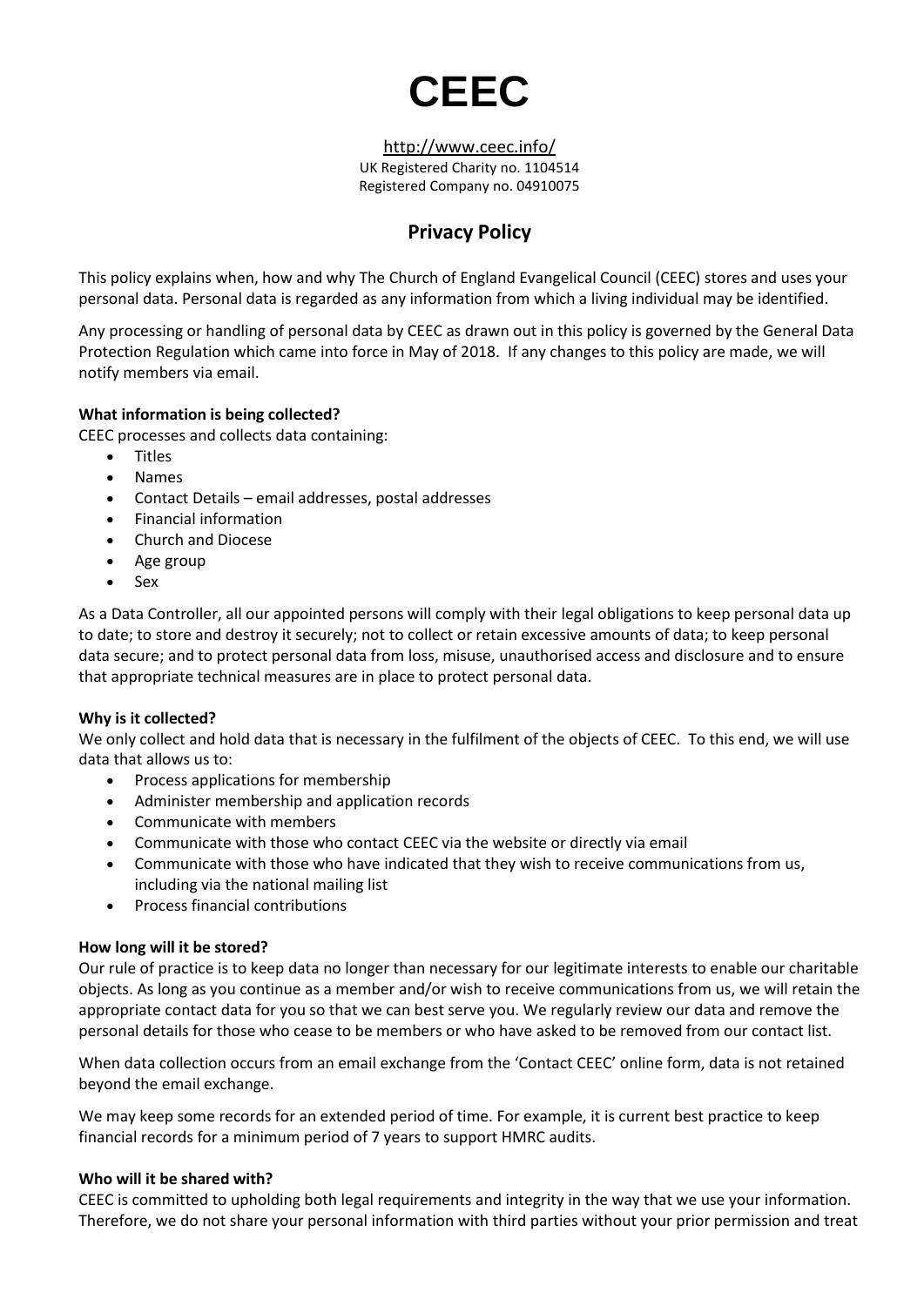# CEEC

http://www.ceec.info/
UK Registered Charity no. 1104514
Registered Company no. 04910075

## Privacy Policy

This policy explains when, how and why The Church of England Evangelical Council (CEEC) stores and uses your personal data. Personal data is regarded as any information from which a living individual may be identified.

Any processing or handling of personal data by CEEC as drawn out in this policy is governed by the General Data Protection Regulation which came into force in May of 2018. If any changes to this policy are made, we will notify members via email.

**What information is being collected?**
CEEC processes and collects data containing:

- Titles
- Names
- Contact Details – email addresses, postal addresses
- Financial information
- Church and Diocese
- Age group
- Sex

As a Data Controller, all our appointed persons will comply with their legal obligations to keep personal data up to date; to store and destroy it securely; not to collect or retain excessive amounts of data; to keep personal data secure; and to protect personal data from loss, misuse, unauthorised access and disclosure and to ensure that appropriate technical measures are in place to protect personal data.

**Why is it collected?**
We only collect and hold data that is necessary in the fulfilment of the objects of CEEC. To this end, we will use data that allows us to:

- Process applications for membership
- Administer membership and application records
- Communicate with members
- Communicate with those who contact CEEC via the website or directly via email
- Communicate with those who have indicated that they wish to receive communications from us, including via the national mailing list
- Process financial contributions

**How long will it be stored?**
Our rule of practice is to keep data no longer than necessary for our legitimate interests to enable our charitable objects. As long as you continue as a member and/or wish to receive communications from us, we will retain the appropriate contact data for you so that we can best serve you. We regularly review our data and remove the personal details for those who cease to be members or who have asked to be removed from our contact list.

When data collection occurs from an email exchange from the 'Contact CEEC' online form, data is not retained beyond the email exchange.

We may keep some records for an extended period of time. For example, it is current best practice to keep financial records for a minimum period of 7 years to support HMRC audits.

**Who will it be shared with?**
CEEC is committed to upholding both legal requirements and integrity in the way that we use your information. Therefore, we do not share your personal information with third parties without your prior permission and treat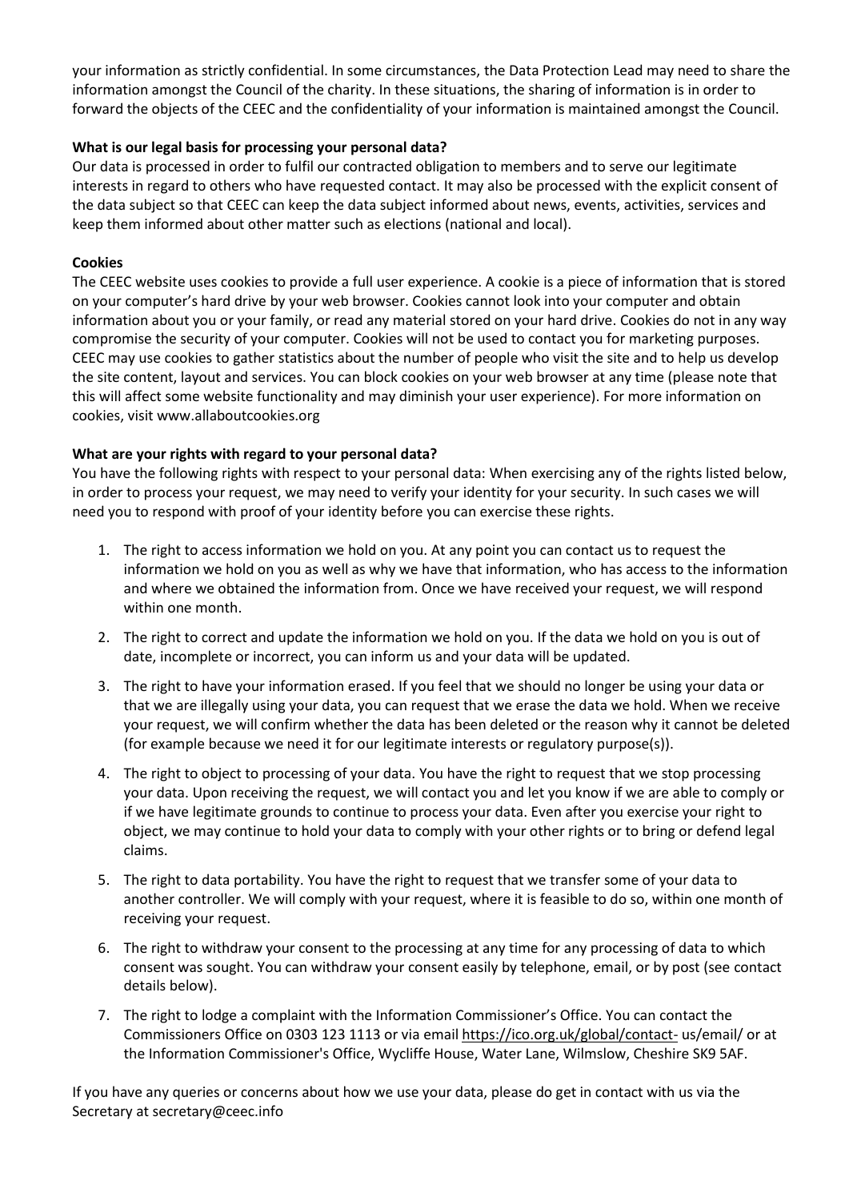your information as strictly confidential. In some circumstances, the Data Protection Lead may need to share the information amongst the Council of the charity. In these situations, the sharing of information is in order to forward the objects of the CEEC and the confidentiality of your information is maintained amongst the Council.

**What is our legal basis for processing your personal data?**

Our data is processed in order to fulfil our contracted obligation to members and to serve our legitimate interests in regard to others who have requested contact. It may also be processed with the explicit consent of the data subject so that CEEC can keep the data subject informed about news, events, activities, services and keep them informed about other matter such as elections (national and local).

**Cookies**

The CEEC website uses cookies to provide a full user experience. A cookie is a piece of information that is stored on your computer's hard drive by your web browser. Cookies cannot look into your computer and obtain information about you or your family, or read any material stored on your hard drive. Cookies do not in any way compromise the security of your computer. Cookies will not be used to contact you for marketing purposes. CEEC may use cookies to gather statistics about the number of people who visit the site and to help us develop the site content, layout and services. You can block cookies on your web browser at any time (please note that this will affect some website functionality and may diminish your user experience). For more information on cookies, visit www.allaboutcookies.org

**What are your rights with regard to your personal data?**

You have the following rights with respect to your personal data: When exercising any of the rights listed below, in order to process your request, we may need to verify your identity for your security. In such cases we will need you to respond with proof of your identity before you can exercise these rights.

1. The right to access information we hold on you. At any point you can contact us to request the information we hold on you as well as why we have that information, who has access to the information and where we obtained the information from. Once we have received your request, we will respond within one month.
2. The right to correct and update the information we hold on you. If the data we hold on you is out of date, incomplete or incorrect, you can inform us and your data will be updated.
3. The right to have your information erased. If you feel that we should no longer be using your data or that we are illegally using your data, you can request that we erase the data we hold. When we receive your request, we will confirm whether the data has been deleted or the reason why it cannot be deleted (for example because we need it for our legitimate interests or regulatory purpose(s)).
4. The right to object to processing of your data. You have the right to request that we stop processing your data. Upon receiving the request, we will contact you and let you know if we are able to comply or if we have legitimate grounds to continue to process your data. Even after you exercise your right to object, we may continue to hold your data to comply with your other rights or to bring or defend legal claims.
5. The right to data portability. You have the right to request that we transfer some of your data to another controller. We will comply with your request, where it is feasible to do so, within one month of receiving your request.
6. The right to withdraw your consent to the processing at any time for any processing of data to which consent was sought. You can withdraw your consent easily by telephone, email, or by post (see contact details below).
7. The right to lodge a complaint with the Information Commissioner's Office. You can contact the Commissioners Office on 0303 123 1113 or via email https://ico.org.uk/global/contact- us/email/ or at the Information Commissioner's Office, Wycliffe House, Water Lane, Wilmslow, Cheshire SK9 5AF.

If you have any queries or concerns about how we use your data, please do get in contact with us via the Secretary at secretary@ceec.info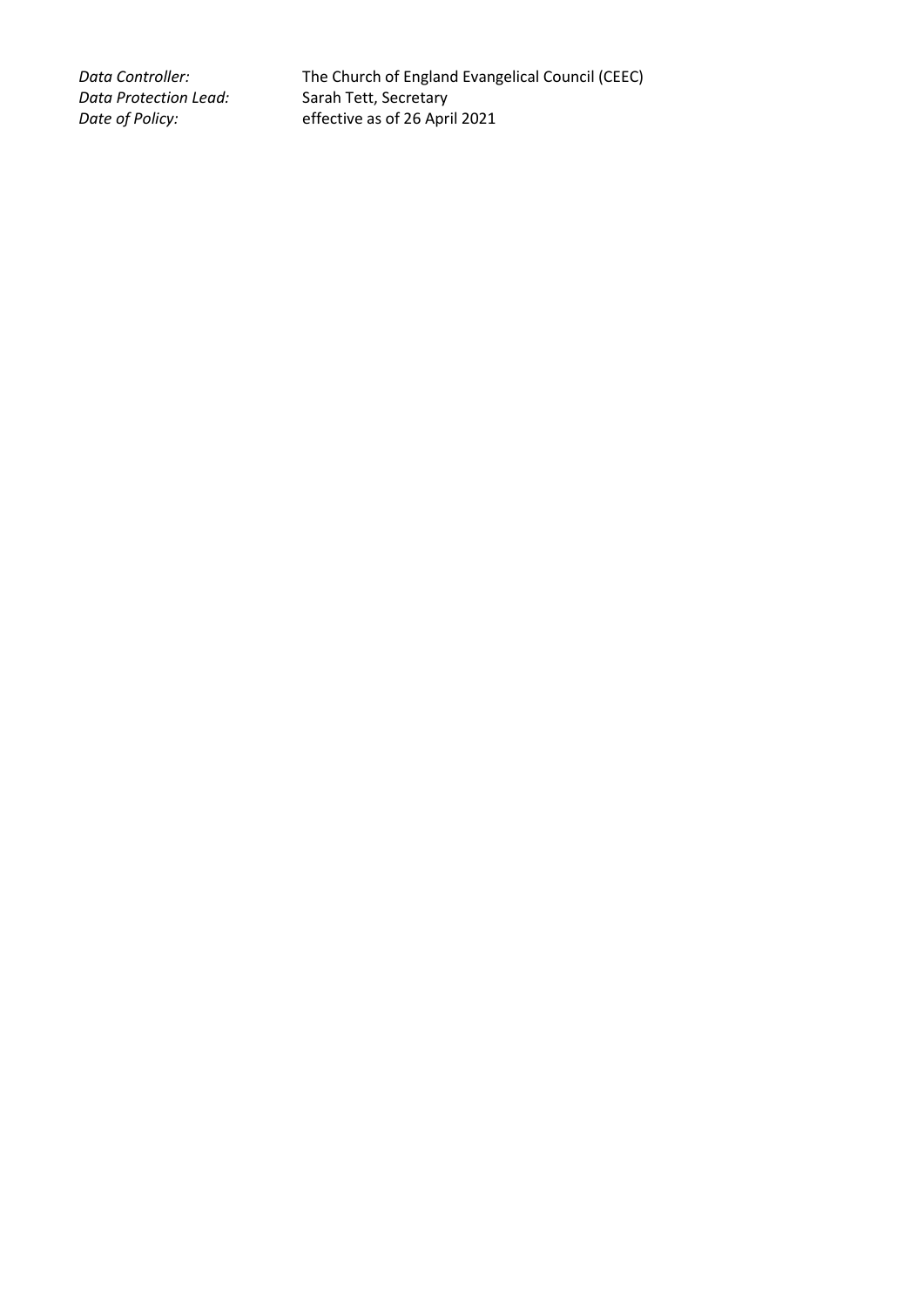| | |
|---|---|
| *Data Controller:* | The Church of England Evangelical Council (CEEC) |
| *Data Protection Lead:* | Sarah Tett, Secretary |
| *Date of Policy:* | effective as of 26 April 2021 |